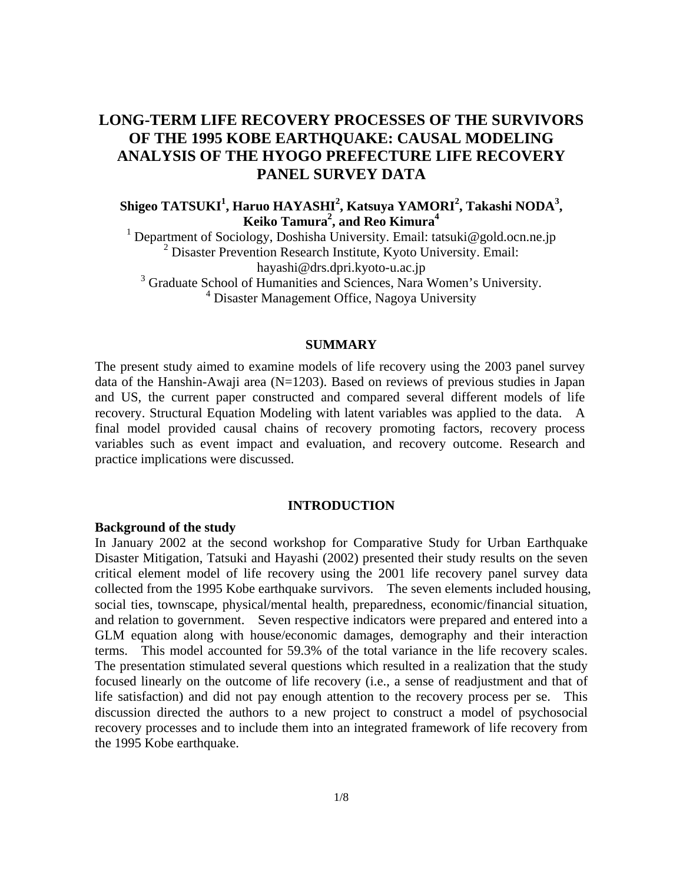# LONG-TERM LIFE RECOVERY PROCESSES OF THE SURVIVORS OF THE 1995 KOBE EARTHQUAKE: CAUSAL MODELING ANALYSIS OF THE HYOGO PREFECTURE LIFE RECOVERY PANEL SURVEY DATA

**Shigeo TATSUKI[1], Haruo HAYASHI[2], Katsuya YAMORI[2], Takashi NODA[3], Keiko Tamura[2], and Reo Kimura[4]**

[1] Department of Sociology, Doshisha University. Email: tatsuki@gold.ocn.ne.jp
[2] Disaster Prevention Research Institute, Kyoto University. Email: hayashi@drs.dpri.kyoto-u.ac.jp
[3] Graduate School of Humanities and Sciences, Nara Women's University.
[4] Disaster Management Office, Nagoya University

## SUMMARY

The present study aimed to examine models of life recovery using the 2003 panel survey data of the Hanshin-Awaji area (N=1203). Based on reviews of previous studies in Japan and US, the current paper constructed and compared several different models of life recovery. Structural Equation Modeling with latent variables was applied to the data. A final model provided causal chains of recovery promoting factors, recovery process variables such as event impact and evaluation, and recovery outcome. Research and practice implications were discussed.

## INTRODUCTION

### Background of the study

In January 2002 at the second workshop for Comparative Study for Urban Earthquake Disaster Mitigation, Tatsuki and Hayashi (2002) presented their study results on the seven critical element model of life recovery using the 2001 life recovery panel survey data collected from the 1995 Kobe earthquake survivors. The seven elements included housing, social ties, townscape, physical/mental health, preparedness, economic/financial situation, and relation to government. Seven respective indicators were prepared and entered into a GLM equation along with house/economic damages, demography and their interaction terms. This model accounted for 59.3% of the total variance in the life recovery scales. The presentation stimulated several questions which resulted in a realization that the study focused linearly on the outcome of life recovery (i.e., a sense of readjustment and that of life satisfaction) and did not pay enough attention to the recovery process per se. This discussion directed the authors to a new project to construct a model of psychosocial recovery processes and to include them into an integrated framework of life recovery from the 1995 Kobe earthquake.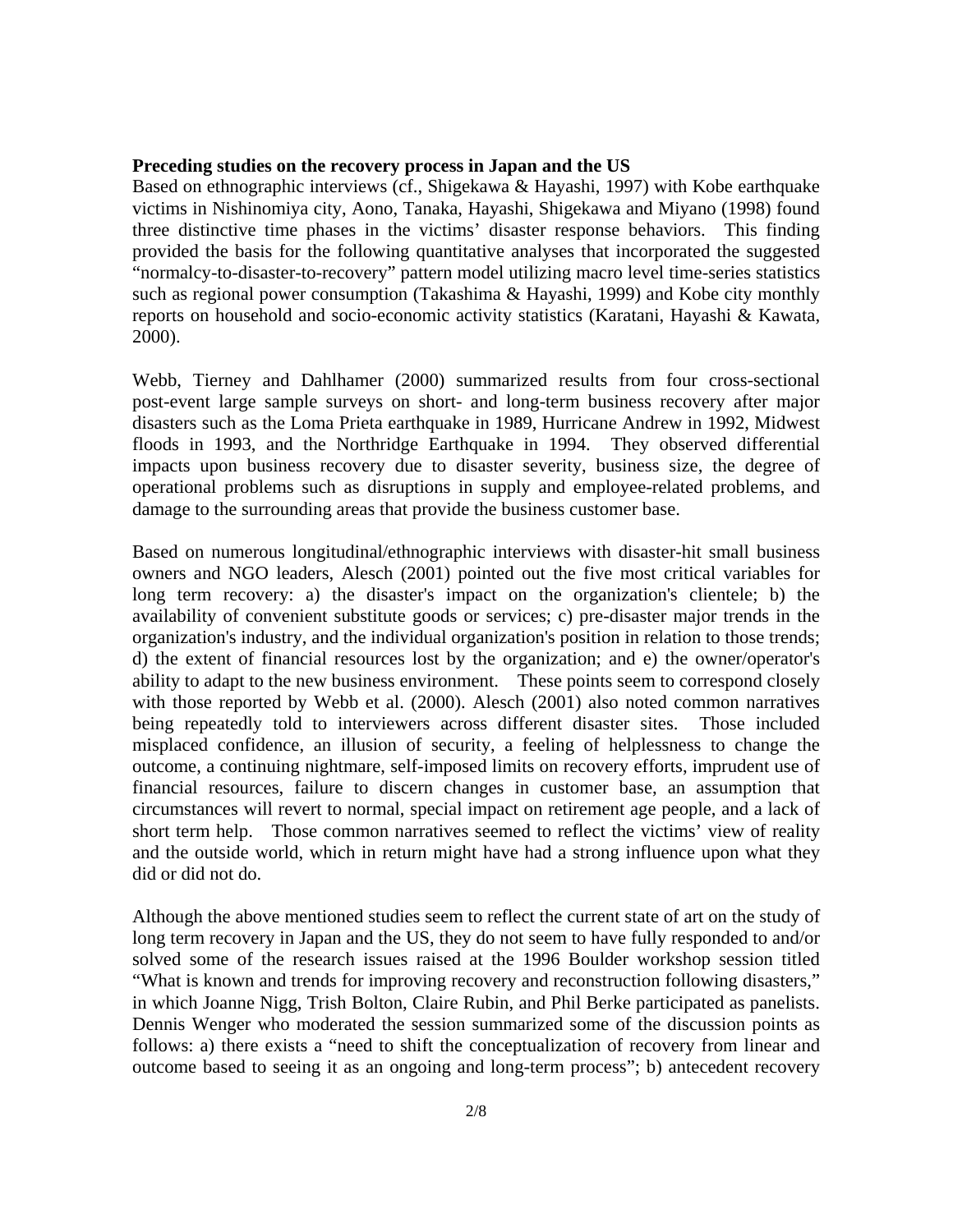**Preceding studies on the recovery process in Japan and the US**

Based on ethnographic interviews (cf., Shigekawa & Hayashi, 1997) with Kobe earthquake victims in Nishinomiya city, Aono, Tanaka, Hayashi, Shigekawa and Miyano (1998) found three distinctive time phases in the victims' disaster response behaviors. This finding provided the basis for the following quantitative analyses that incorporated the suggested "normalcy-to-disaster-to-recovery" pattern model utilizing macro level time-series statistics such as regional power consumption (Takashima & Hayashi, 1999) and Kobe city monthly reports on household and socio-economic activity statistics (Karatani, Hayashi & Kawata, 2000).

Webb, Tierney and Dahlhamer (2000) summarized results from four cross-sectional post-event large sample surveys on short- and long-term business recovery after major disasters such as the Loma Prieta earthquake in 1989, Hurricane Andrew in 1992, Midwest floods in 1993, and the Northridge Earthquake in 1994. They observed differential impacts upon business recovery due to disaster severity, business size, the degree of operational problems such as disruptions in supply and employee-related problems, and damage to the surrounding areas that provide the business customer base.

Based on numerous longitudinal/ethnographic interviews with disaster-hit small business owners and NGO leaders, Alesch (2001) pointed out the five most critical variables for long term recovery: a) the disaster's impact on the organization's clientele; b) the availability of convenient substitute goods or services; c) pre-disaster major trends in the organization's industry, and the individual organization's position in relation to those trends; d) the extent of financial resources lost by the organization; and e) the owner/operator's ability to adapt to the new business environment. These points seem to correspond closely with those reported by Webb et al. (2000). Alesch (2001) also noted common narratives being repeatedly told to interviewers across different disaster sites. Those included misplaced confidence, an illusion of security, a feeling of helplessness to change the outcome, a continuing nightmare, self-imposed limits on recovery efforts, imprudent use of financial resources, failure to discern changes in customer base, an assumption that circumstances will revert to normal, special impact on retirement age people, and a lack of short term help. Those common narratives seemed to reflect the victims' view of reality and the outside world, which in return might have had a strong influence upon what they did or did not do.

Although the above mentioned studies seem to reflect the current state of art on the study of long term recovery in Japan and the US, they do not seem to have fully responded to and/or solved some of the research issues raised at the 1996 Boulder workshop session titled "What is known and trends for improving recovery and reconstruction following disasters," in which Joanne Nigg, Trish Bolton, Claire Rubin, and Phil Berke participated as panelists. Dennis Wenger who moderated the session summarized some of the discussion points as follows: a) there exists a "need to shift the conceptualization of recovery from linear and outcome based to seeing it as an ongoing and long-term process"; b) antecedent recovery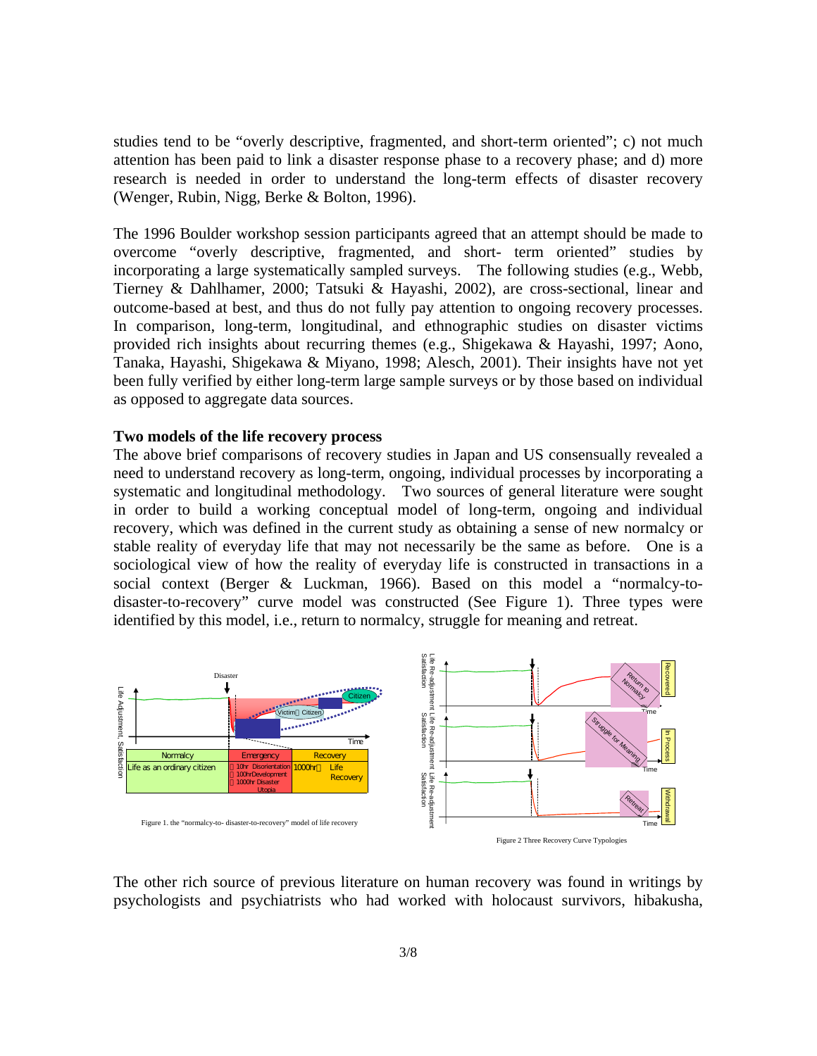studies tend to be "overly descriptive, fragmented, and short-term oriented"; c) not much attention has been paid to link a disaster response phase to a recovery phase; and d) more research is needed in order to understand the long-term effects of disaster recovery (Wenger, Rubin, Nigg, Berke & Bolton, 1996).

The 1996 Boulder workshop session participants agreed that an attempt should be made to overcome "overly descriptive, fragmented, and short- term oriented" studies by incorporating a large systematically sampled surveys. The following studies (e.g., Webb, Tierney & Dahlhamer, 2000; Tatsuki & Hayashi, 2002), are cross-sectional, linear and outcome-based at best, and thus do not fully pay attention to ongoing recovery processes. In comparison, long-term, longitudinal, and ethnographic studies on disaster victims provided rich insights about recurring themes (e.g., Shigekawa & Hayashi, 1997; Aono, Tanaka, Hayashi, Shigekawa & Miyano, 1998; Alesch, 2001). Their insights have not yet been fully verified by either long-term large sample surveys or by those based on individual as opposed to aggregate data sources.

## Two models of the life recovery process

The above brief comparisons of recovery studies in Japan and US consensually revealed a need to understand recovery as long-term, ongoing, individual processes by incorporating a systematic and longitudinal methodology. Two sources of general literature were sought in order to build a working conceptual model of long-term, ongoing and individual recovery, which was defined in the current study as obtaining a sense of new normalcy or stable reality of everyday life that may not necessarily be the same as before. One is a sociological view of how the reality of everyday life is constructed in transactions in a social context (Berger & Luckman, 1966). Based on this model a "normalcy-to-disaster-to-recovery" curve model was constructed (See Figure 1). Three types were identified by this model, i.e., return to normalcy, struggle for meaning and retreat.

Figure 1. the "normalcy-to- disaster-to-recovery" model of life recovery

Figure 2 Three Recovery Curve Typologies

The other rich source of previous literature on human recovery was found in writings by psychologists and psychiatrists who had worked with holocaust survivors, hibakusha,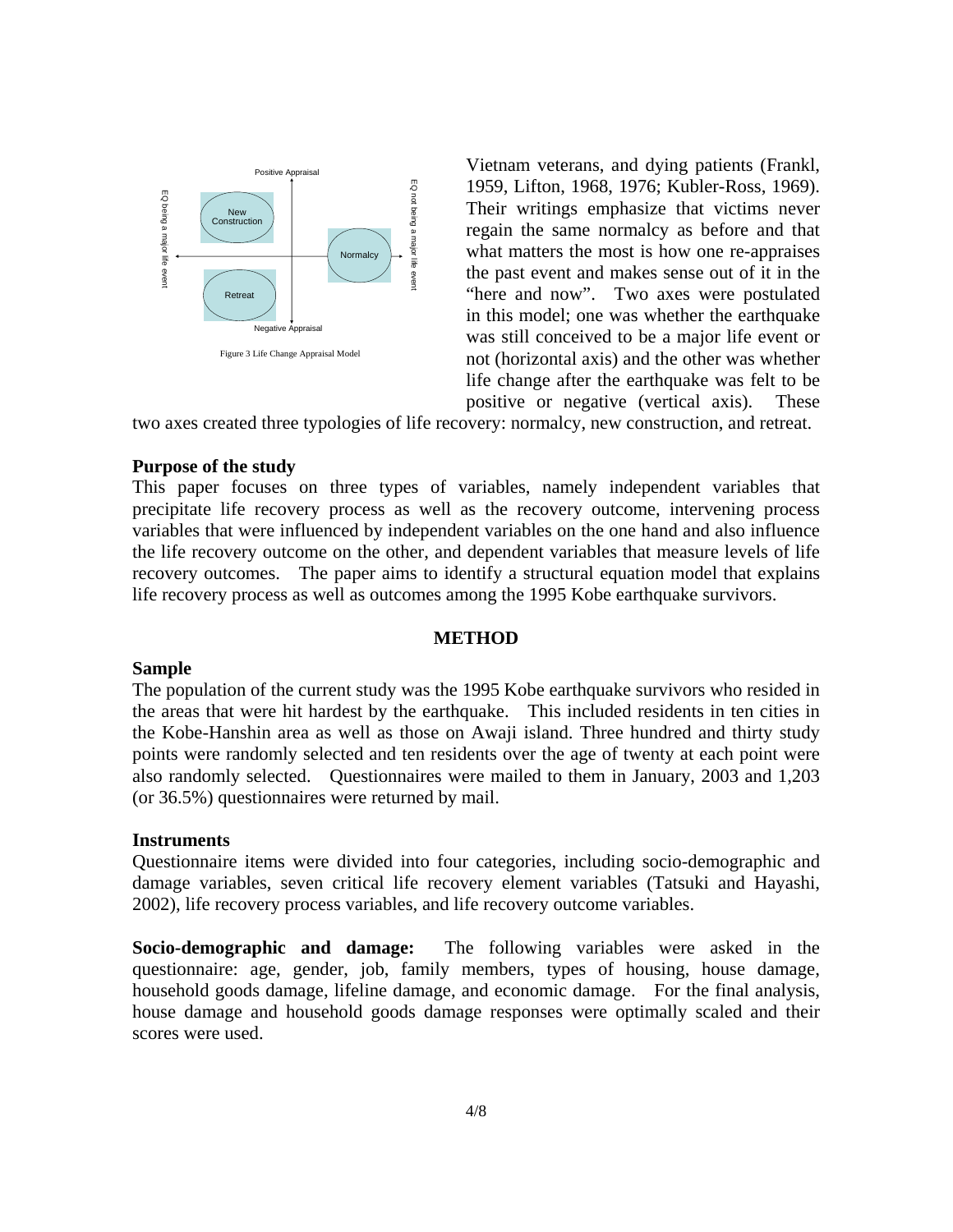Vietnam veterans, and dying patients (Frankl, 1959, Lifton, 1968, 1976; Kubler-Ross, 1969). Their writings emphasize that victims never regain the same normalcy as before and that what matters the most is how one re-appraises the past event and makes sense out of it in the "here and now". Two axes were postulated in this model; one was whether the earthquake was still conceived to be a major life event or not (horizontal axis) and the other was whether life change after the earthquake was felt to be positive or negative (vertical axis). These two axes created three typologies of life recovery: normalcy, new construction, and retreat.

Figure 3 Life Change Appraisal Model

### Purpose of the study

This paper focuses on three types of variables, namely independent variables that precipitate life recovery process as well as the recovery outcome, intervening process variables that were influenced by independent variables on the one hand and also influence the life recovery outcome on the other, and dependent variables that measure levels of life recovery outcomes. The paper aims to identify a structural equation model that explains life recovery process as well as outcomes among the 1995 Kobe earthquake survivors.

## METHOD

### Sample

The population of the current study was the 1995 Kobe earthquake survivors who resided in the areas that were hit hardest by the earthquake. This included residents in ten cities in the Kobe-Hanshin area as well as those on Awaji island. Three hundred and thirty study points were randomly selected and ten residents over the age of twenty at each point were also randomly selected. Questionnaires were mailed to them in January, 2003 and 1,203 (or 36.5%) questionnaires were returned by mail.

### Instruments

Questionnaire items were divided into four categories, including socio-demographic and damage variables, seven critical life recovery element variables (Tatsuki and Hayashi, 2002), life recovery process variables, and life recovery outcome variables.

**Socio-demographic and damage:** The following variables were asked in the questionnaire: age, gender, job, family members, types of housing, house damage, household goods damage, lifeline damage, and economic damage. For the final analysis, house damage and household goods damage responses were optimally scaled and their scores were used.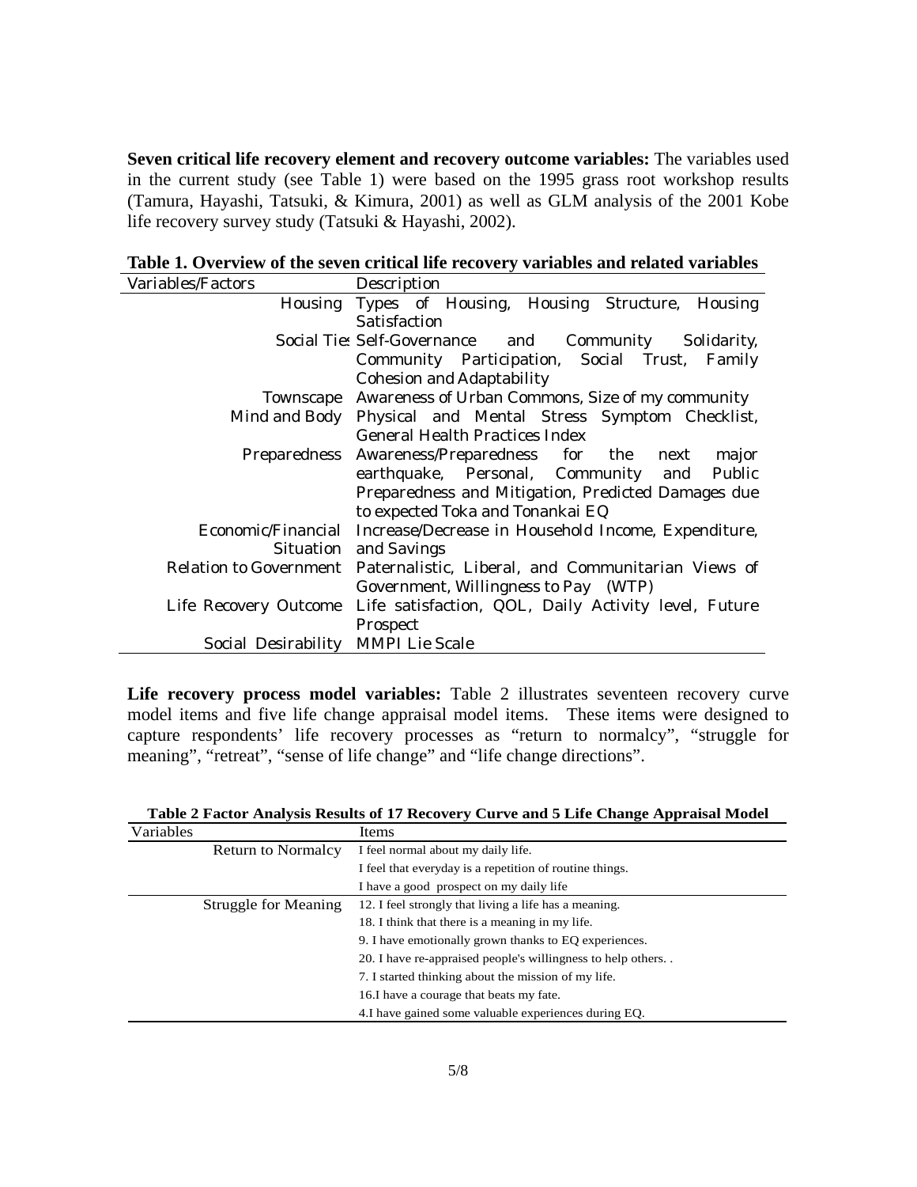**Seven critical life recovery element and recovery outcome variables:** The variables used in the current study (see Table 1) were based on the 1995 grass root workshop results (Tamura, Hayashi, Tatsuki, & Kimura, 2001) as well as GLM analysis of the 2001 Kobe life recovery survey study (Tatsuki & Hayashi, 2002).

**Table 1. Overview of the seven critical life recovery variables and related variables**

| Variables/Factors | Description |
|---|---|
| Housing | Types of Housing, Housing Structure, Housing Satisfaction |
| Social Ties | Self-Governance and Community Solidarity, Community Participation, Social Trust, Family Cohesion and Adaptability |
| Townscape | Awareness of Urban Commons, Size of my community |
| Mind and Body | Physical and Mental Stress Symptom Checklist, General Health Practices Index |
| Preparedness | Awareness/Preparedness for the next major earthquake, Personal, Community and Public Preparedness and Mitigation, Predicted Damages due to expected Toka and Tonankai EQ |
| Economic/Financial Situation | Increase/Decrease in Household Income, Expenditure, and Savings |
| Relation to Government | Paternalistic, Liberal, and Communitarian Views of Government, Willingness to Pay (WTP) |
| Life Recovery Outcome | Life satisfaction, QOL, Daily Activity level, Future Prospect |
| Social Desirability | MMPI Lie Scale |

**Life recovery process model variables:** Table 2 illustrates seventeen recovery curve model items and five life change appraisal model items. These items were designed to capture respondents' life recovery processes as "return to normalcy", "struggle for meaning", "retreat", "sense of life change" and "life change directions".

**Table 2 Factor Analysis Results of 17 Recovery Curve and 5 Life Change Appraisal Model**

| Variables | Items |
|---|---|
| Return to Normalcy | I feel normal about my daily life. |
| | I feel that everyday is a repetition of routine things. |
| | I have a good prospect on my daily life |
| Struggle for Meaning | 12. I feel strongly that living a life has a meaning. |
| | 18. I think that there is a meaning in my life. |
| | 9. I have emotionally grown thanks to EQ experiences. |
| | 20. I have re-appraised people's willingness to help others. . |
| | 7. I started thinking about the mission of my life. |
| | 16.I have a courage that beats my fate. |
| | 4.I have gained some valuable experiences during EQ. |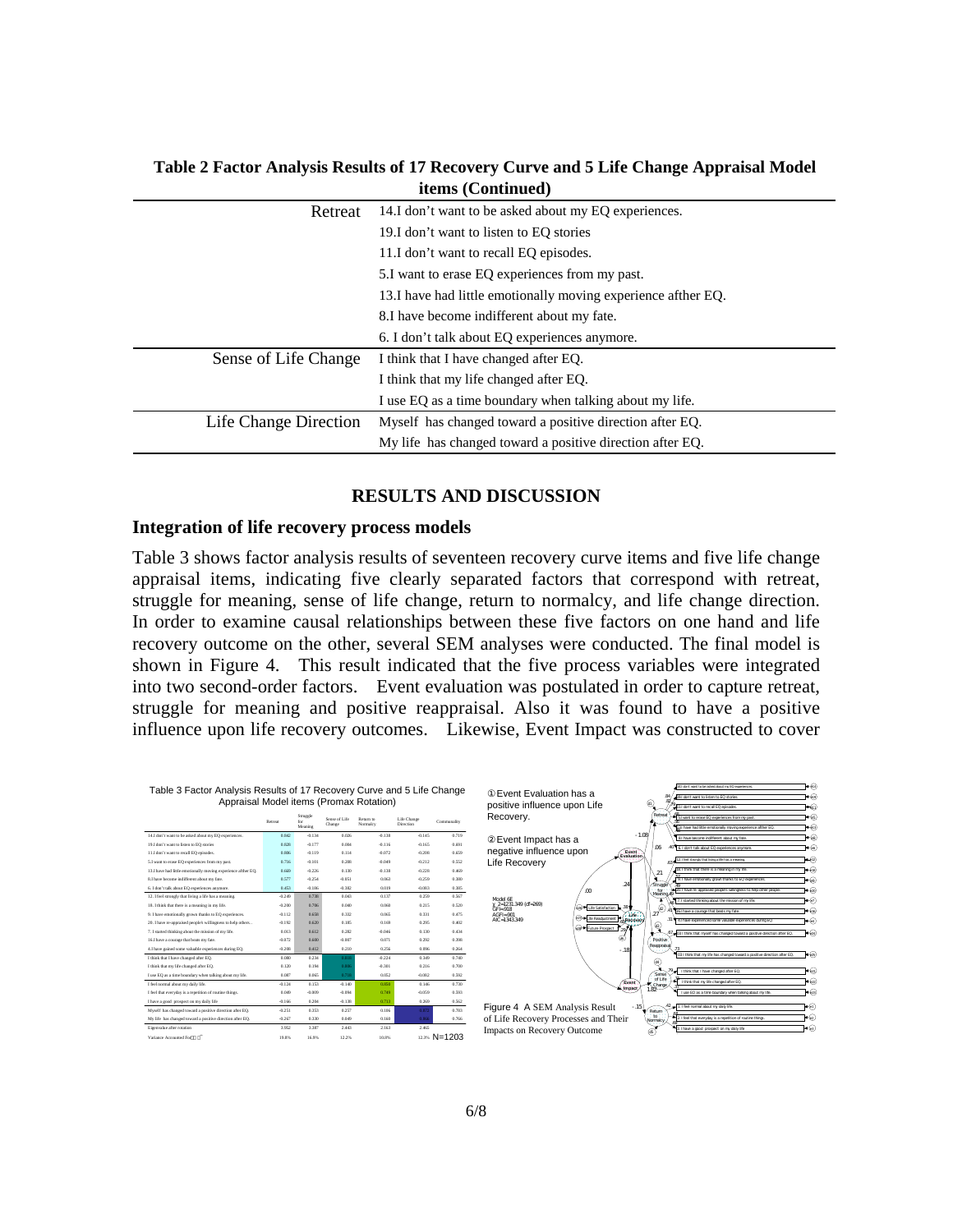**Table 2 Factor Analysis Results of 17 Recovery Curve and 5 Life Change Appraisal Model items (Continued)**

| | |
|---|---|
| Retreat | 14.I don't want to be asked about my EQ experiences. |
| | 19.I don't want to listen to EQ stories |
| | 11.I don't want to recall EQ episodes. |
| | 5.I want to erase EQ experiences from my past. |
| | 13.I have had little emotionally moving experience afther EQ. |
| | 8.I have become indifferent about my fate. |
| | 6. I don't talk about EQ experiences anymore. |
| Sense of Life Change | I think that I have changed after EQ. |
| | I think that my life changed after EQ. |
| | I use EQ as a time boundary when talking about my life. |
| Life Change Direction | Myself has changed toward a positive direction after EQ. |
| | My life has changed toward a positive direction after EQ. |

## RESULTS AND DISCUSSION

### Integration of life recovery process models

Table 3 shows factor analysis results of seventeen recovery curve items and five life change appraisal items, indicating five clearly separated factors that correspond with retreat, struggle for meaning, sense of life change, return to normalcy, and life change direction. In order to examine causal relationships between these five factors on one hand and life recovery outcome on the other, several SEM analyses were conducted. The final model is shown in Figure 4. This result indicated that the five process variables were integrated into two second-order factors. Event evaluation was postulated in order to capture retreat, struggle for meaning and positive reappraisal. Also it was found to have a positive influence upon life recovery outcomes. Likewise, Event Impact was constructed to cover

Table 3 Factor Analysis Results of 17 Recovery Curve and 5 Life Change Appraisal Model items (Promax Rotation)

| | Retreat | Struggle for Meaning | Sense of Life Change | Return to Normalcy | Life Change Direction | Communality |
|---|---|---|---|---|---|---|
| 14.I don't want to be asked about my EQ experiences. | 0.842 | -0.134 | 0.026 | -0.118 | -0.145 | 0.719 |
| 19.I don't want to listen to EQ stories | 0.828 | -0.177 | 0.094 | -0.116 | -0.165 | 0.691 |
| 11.I don't want to recall EQ episodes. | 0.806 | -0.119 | 0.114 | -0.072 | -0.208 | 0.659 |
| 5.I want to erase EQ experiences from my past. | 0.716 | -0.101 | 0.208 | -0.049 | -0.212 | 0.552 |
| 13.I have had little emotionally moving experience afther EQ. | 0.669 | -0.226 | 0.130 | -0.118 | -0.228 | 0.469 |
| 8.I have become indifferent about my fate. | 0.577 | -0.254 | -0.051 | 0.063 | -0.259 | 0.380 |
| 6. I don't talk about EQ experiences anymore. | 0.453 | -0.186 | -0.382 | 0.019 | -0.083 | 0.385 |
| 12. I feel strongly that living a life has a meaning. | -0.249 | 0.738 | 0.043 | 0.137 | 0.259 | 0.567 |
| 18. I think that there is a meaning in my life. | -0.200 | 0.706 | 0.040 | 0.060 | 0.215 | 0.520 |
| 9. I have emotionally grown thanks to EQ experiences. | -0.112 | 0.658 | 0.332 | 0.065 | 0.331 | 0.475 |
| 20. I have re-appraised people's willingness to help others. | -0.192 | 0.620 | 0.185 | 0.168 | 0.295 | 0.402 |
| 7. I started thinking about the mission of my life. | 0.013 | 0.612 | 0.282 | -0.046 | 0.130 | 0.434 |
| 16.I have a courage that beats my fate. | -0.072 | 0.600 | -0.007 | 0.075 | 0.292 | 0.398 |
| 4.I have gained some valuable experiences during EQ. | -0.208 | 0.412 | 0.210 | 0.256 | 0.096 | 0.264 |
| I think that I have changed after EQ. | 0.080 | 0.234 | 0.859 | -0.224 | 0.349 | 0.740 |
| I think that my life changed after EQ. | 0.120 | 0.194 | 0.806 | -0.301 | 0.216 | 0.700 |
| I use EQ as a time boundary when talking about my life. | 0.087 | 0.065 | 0.744 | 0.052 | -0.062 | 0.392 |
| I feel normal about my daily life. | -0.124 | 0.153 | -0.140 | 0.850 | 0.146 | 0.730 |
| I feel that everyday is a repetition of routine things. | 0.049 | -0.009 | -0.094 | 0.749 | -0.059 | 0.593 |
| I have a good prospect on my daily life | -0.166 | 0.204 | -0.138 | 0.713 | 0.269 | 0.562 |
| Myself has changed toward a positive direction after EQ. | -0.251 | 0.353 | 0.257 | 0.186 | 0.873 | 0.783 |
| My life has changed toward a positive direction after EQ. | -0.247 | 0.330 | 0.249 | 0.160 | 0.864 | 0.766 |
| Eigenvalue after rotation | 3.952 | 3.387 | 2.443 | 2.163 | 2.465 | |
| Variance Accounted For(%) | 19.8% | 16.9% | 12.2% | 10.8% | 12.3% | N=1203 |

Figure 4 A SEM Analysis Result of Life Recovery Processes and Their Impacts on Recovery Outcome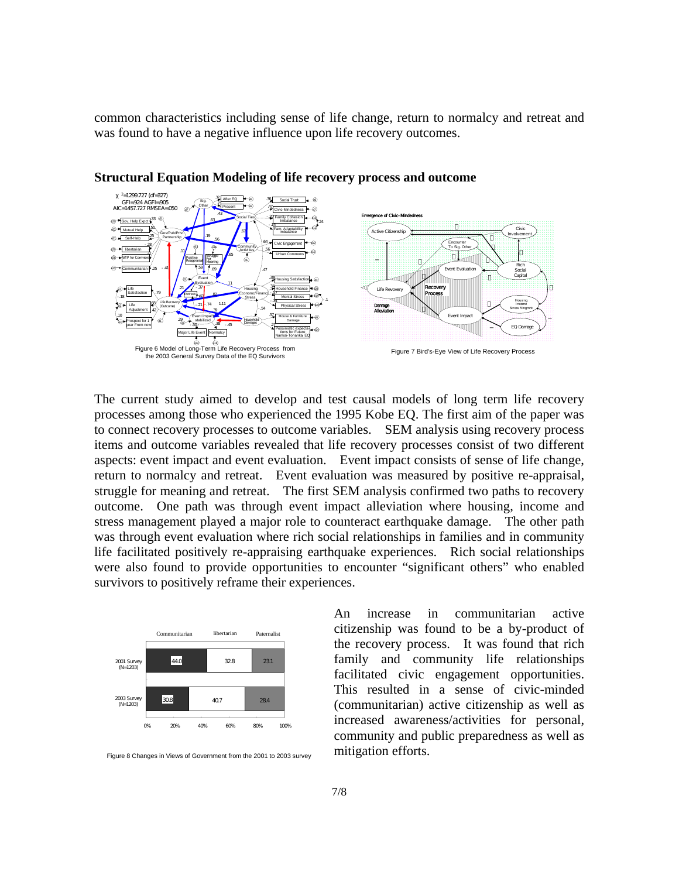common characteristics including sense of life change, return to normalcy and retreat and was found to have a negative influence upon life recovery outcomes.

**Structural Equation Modeling of life recovery process and outcome**

Figure 6 Model of Long-Term Life Recovery Process from the 2003 General Survey Data of the EQ Survivors

Figure 7 Bird's-Eye View of Life Recovery Process

The current study aimed to develop and test causal models of long term life recovery processes among those who experienced the 1995 Kobe EQ. The first aim of the paper was to connect recovery processes to outcome variables. SEM analysis using recovery process items and outcome variables revealed that life recovery processes consist of two different aspects: event impact and event evaluation. Event impact consists of sense of life change, return to normalcy and retreat. Event evaluation was measured by positive re-appraisal, struggle for meaning and retreat. The first SEM analysis confirmed two paths to recovery outcome. One path was through event impact alleviation where housing, income and stress management played a major role to counteract earthquake damage. The other path was through event evaluation where rich social relationships in families and in community life facilitated positively re-appraising earthquake experiences. Rich social relationships were also found to provide opportunities to encounter "significant others" who enabled survivors to positively reframe their experiences.

| | Communitarian | libertarian | Paternalist |
|---|---|---|---|
| 2001 Survey (N=1203) | 44.0 | 32.8 | 23.1 |
| 2003 Survey (N=1203) | 30.8 | 40.7 | 28.4 |

Figure 8 Changes in Views of Government from the 2001 to 2003 survey

An increase in communitarian active citizenship was found to be a by-product of the recovery process. It was found that rich family and community life relationships facilitated civic engagement opportunities. This resulted in a sense of civic-minded (communitarian) active citizenship as well as increased awareness/activities for personal, community and public preparedness as well as mitigation efforts.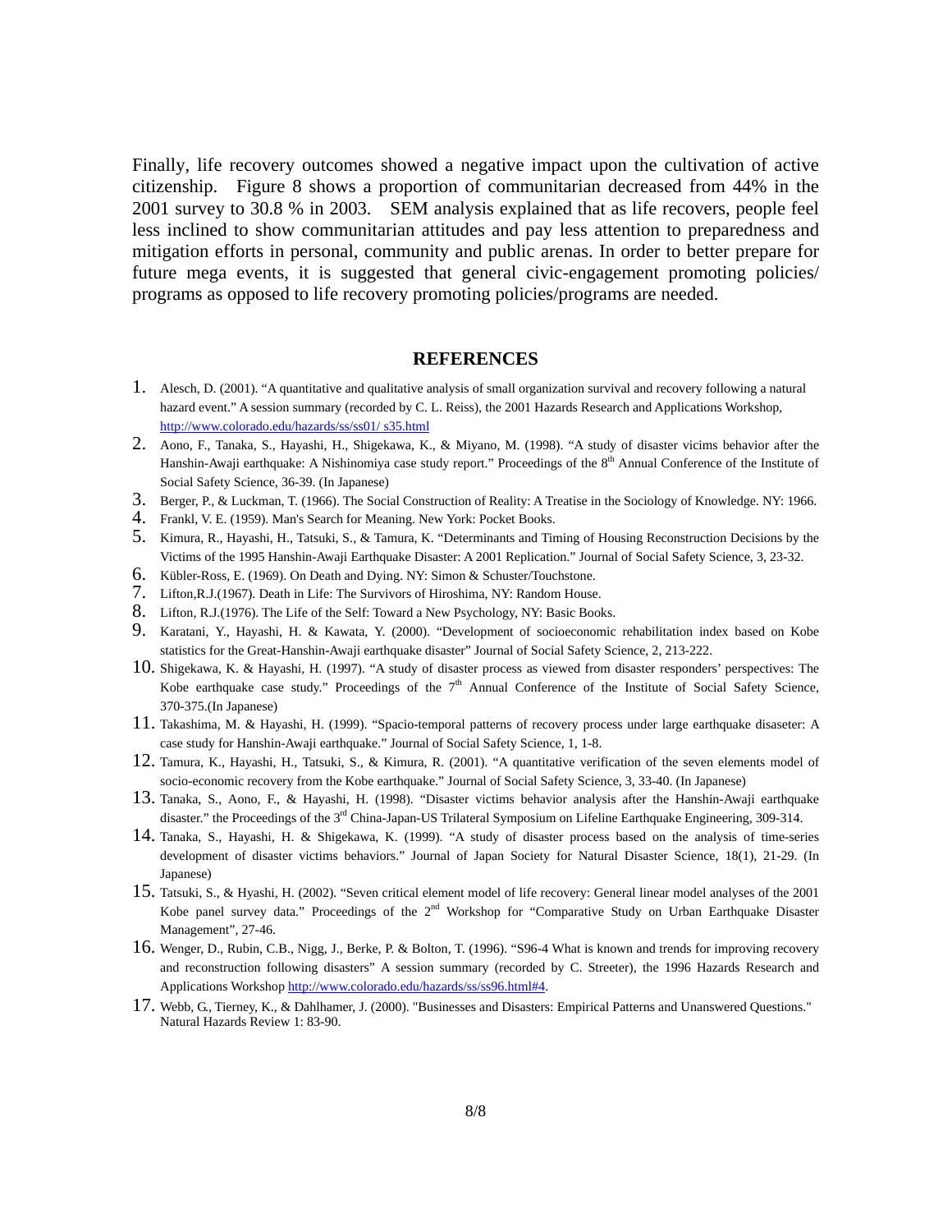Finally, life recovery outcomes showed a negative impact upon the cultivation of active citizenship. Figure 8 shows a proportion of communitarian decreased from 44% in the 2001 survey to 30.8 % in 2003. SEM analysis explained that as life recovers, people feel less inclined to show communitarian attitudes and pay less attention to preparedness and mitigation efforts in personal, community and public arenas. In order to better prepare for future mega events, it is suggested that general civic-engagement promoting policies/ programs as opposed to life recovery promoting policies/programs are needed.

## REFERENCES

1. Alesch, D. (2001). "A quantitative and qualitative analysis of small organization survival and recovery following a natural hazard event." A session summary (recorded by C. L. Reiss), the 2001 Hazards Research and Applications Workshop, http://www.colorado.edu/hazards/ss/ss01/ s35.html
2. Aono, F., Tanaka, S., Hayashi, H., Shigekawa, K., & Miyano, M. (1998). "A study of disaster vicims behavior after the Hanshin-Awaji earthquake: A Nishinomiya case study report." Proceedings of the 8th Annual Conference of the Institute of Social Safety Science, 36-39. (In Japanese)
3. Berger, P., & Luckman, T. (1966). The Social Construction of Reality: A Treatise in the Sociology of Knowledge. NY: 1966.
4. Frankl, V. E. (1959). Man's Search for Meaning. New York: Pocket Books.
5. Kimura, R., Hayashi, H., Tatsuki, S., & Tamura, K. "Determinants and Timing of Housing Reconstruction Decisions by the Victims of the 1995 Hanshin-Awaji Earthquake Disaster: A 2001 Replication." Journal of Social Safety Science, 3, 23-32.
6. Kübler-Ross, E. (1969). On Death and Dying. NY: Simon & Schuster/Touchstone.
7. Lifton,R.J.(1967). Death in Life: The Survivors of Hiroshima, NY: Random House.
8. Lifton, R.J.(1976). The Life of the Self: Toward a New Psychology, NY: Basic Books.
9. Karatani, Y., Hayashi, H. & Kawata, Y. (2000). "Development of socioeconomic rehabilitation index based on Kobe statistics for the Great-Hanshin-Awaji earthquake disaster" Journal of Social Safety Science, 2, 213-222.
10. Shigekawa, K. & Hayashi, H. (1997). "A study of disaster process as viewed from disaster responders' perspectives: The Kobe earthquake case study." Proceedings of the 7th Annual Conference of the Institute of Social Safety Science, 370-375.(In Japanese)
11. Takashima, M. & Hayashi, H. (1999). "Spacio-temporal patterns of recovery process under large earthquake disaseter: A case study for Hanshin-Awaji earthquake." Journal of Social Safety Science, 1, 1-8.
12. Tamura, K., Hayashi, H., Tatsuki, S., & Kimura, R. (2001). "A quantitative verification of the seven elements model of socio-economic recovery from the Kobe earthquake." Journal of Social Safety Science, 3, 33-40. (In Japanese)
13. Tanaka, S., Aono, F., & Hayashi, H. (1998). "Disaster victims behavior analysis after the Hanshin-Awaji earthquake disaster." the Proceedings of the 3rd China-Japan-US Trilateral Symposium on Lifeline Earthquake Engineering, 309-314.
14. Tanaka, S., Hayashi, H. & Shigekawa, K. (1999). "A study of disaster process based on the analysis of time-series development of disaster victims behaviors." Journal of Japan Society for Natural Disaster Science, 18(1), 21-29. (In Japanese)
15. Tatsuki, S., & Hyashi, H. (2002). "Seven critical element model of life recovery: General linear model analyses of the 2001 Kobe panel survey data." Proceedings of the 2nd Workshop for "Comparative Study on Urban Earthquake Disaster Management", 27-46.
16. Wenger, D., Rubin, C.B., Nigg, J., Berke, P. & Bolton, T. (1996). "S96-4 What is known and trends for improving recovery and reconstruction following disasters" A session summary (recorded by C. Streeter), the 1996 Hazards Research and Applications Workshop http://www.colorado.edu/hazards/ss/ss96.html#4.
17. Webb, G., Tierney, K., & Dahlhamer, J. (2000). "Businesses and Disasters: Empirical Patterns and Unanswered Questions." Natural Hazards Review 1: 83-90.